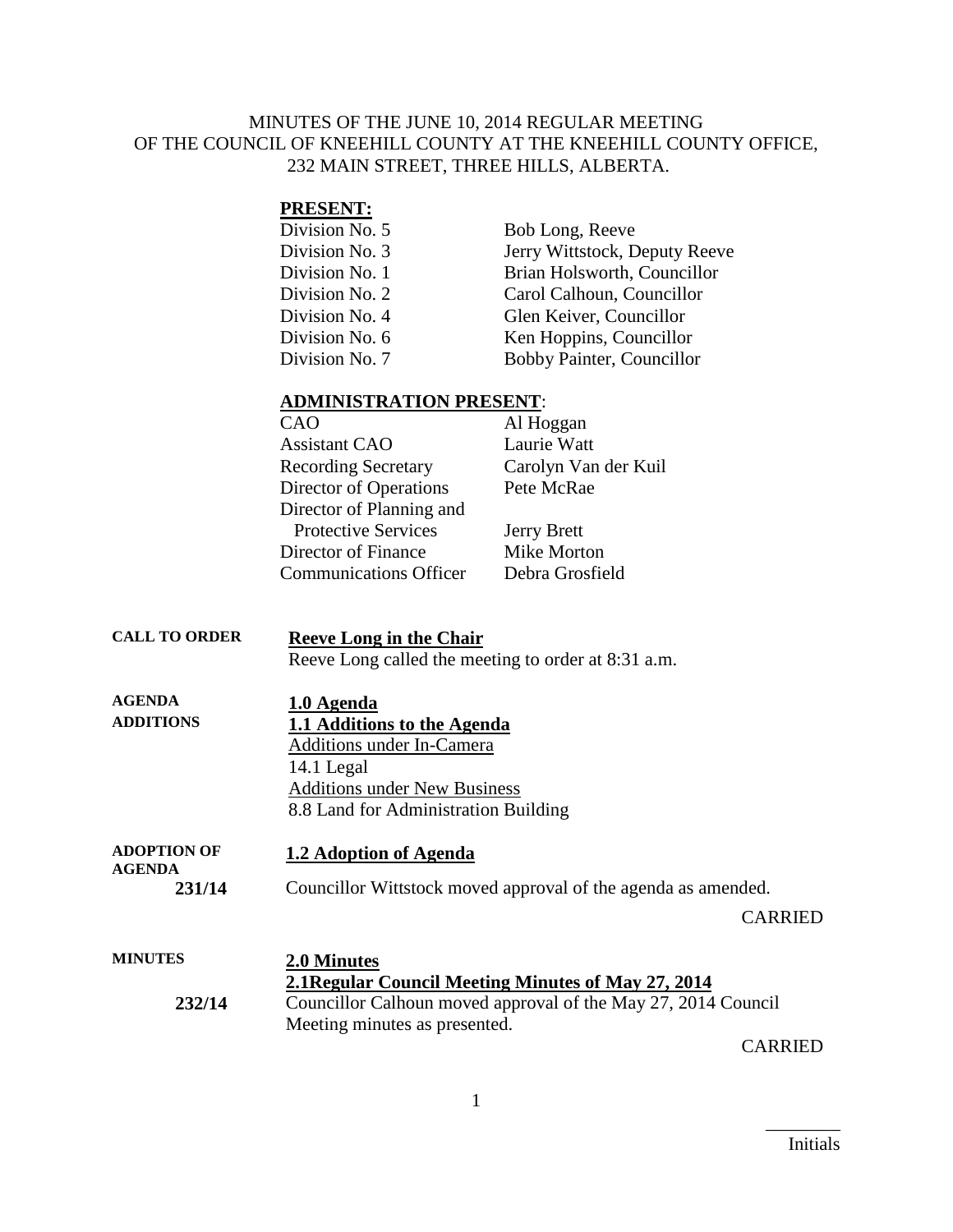MINUTES OF THE JUNE 10, 2014 REGULAR MEETING OF THE COUNCIL OF KNEEHILL COUNTY AT THE KNEEHILL COUNTY OFFICE, 232 MAIN STREET, THREE HILLS, ALBERTA.

**PRESENT:**

| | |
|---|---|
| Division No. 5 | Bob Long, Reeve |
| Division No. 3 | Jerry Wittstock, Deputy Reeve |
| Division No. 1 | Brian Holsworth, Councillor |
| Division No. 2 | Carol Calhoun, Councillor |
| Division No. 4 | Glen Keiver, Councillor |
| Division No. 6 | Ken Hoppins, Councillor |
| Division No. 7 | Bobby Painter, Councillor |

**ADMINISTRATION PRESENT:**

| | |
|---|---|
| CAO | Al Hoggan |
| Assistant CAO | Laurie Watt |
| Recording Secretary | Carolyn Van der Kuil |
| Director of Operations | Pete McRae |
| Director of Planning and Protective Services | Jerry Brett |
| Director of Finance | Mike Morton |
| Communications Officer | Debra Grosfield |

**CALL TO ORDER**

**Reeve Long in the Chair**

Reeve Long called the meeting to order at 8:31 a.m.

**AGENDA ADDITIONS**

**1.0 Agenda**

**1.1 Additions to the Agenda**

Additions under In-Camera

14.1 Legal

Additions under New Business

8.8 Land for Administration Building

**ADOPTION OF AGENDA**

**1.2 Adoption of Agenda**

**231/14** Councillor Wittstock moved approval of the agenda as amended.

CARRIED

**MINUTES**

**2.0 Minutes**

**2.1Regular Council Meeting Minutes of May 27, 2014**

**232/14** Councillor Calhoun moved approval of the May 27, 2014 Council Meeting minutes as presented.

CARRIED

________
Initials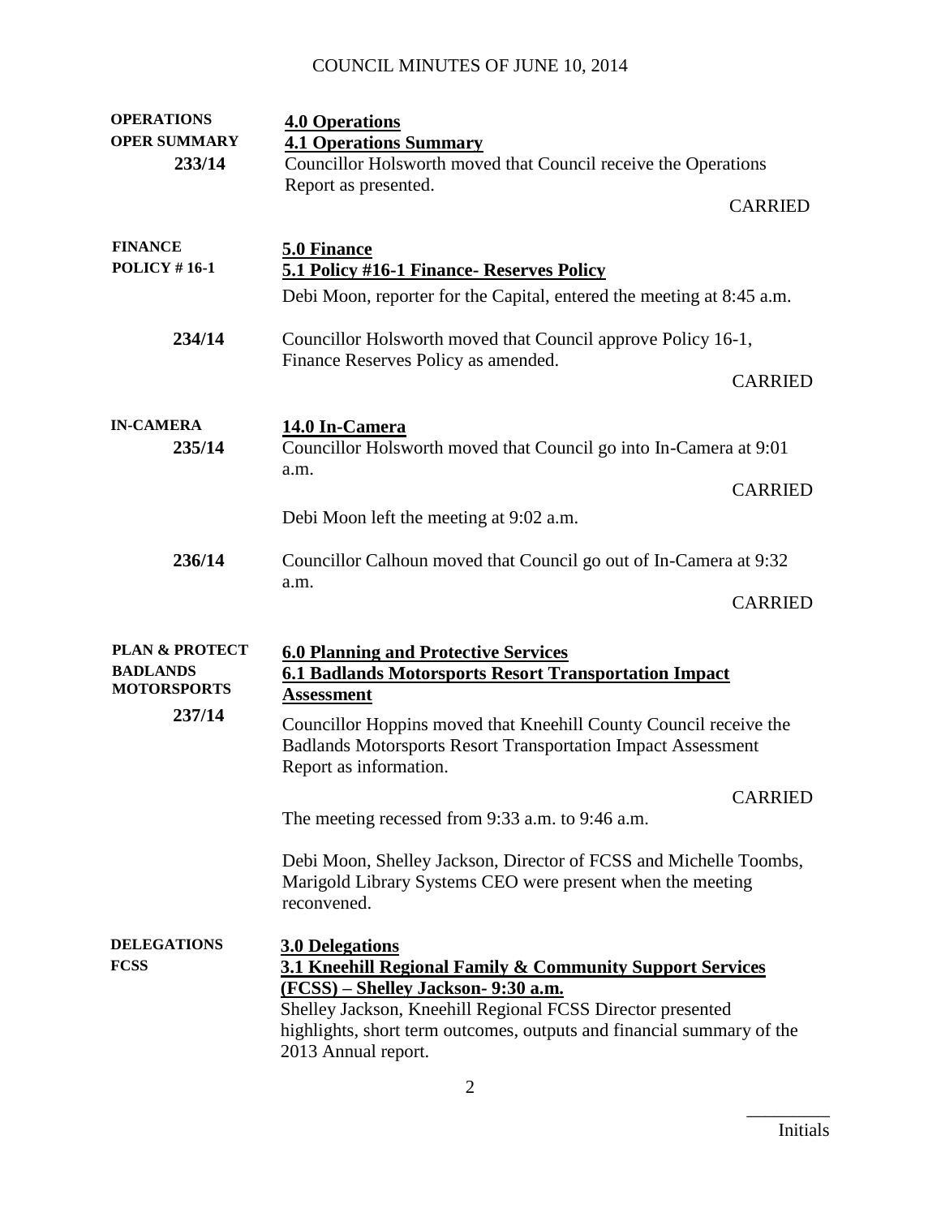COUNCIL MINUTES OF JUNE 10, 2014

**OPERATIONS**
**OPER SUMMARY**

**4.0 Operations**

**4.1 Operations Summary**

**233/14** Councillor Holsworth moved that Council receive the Operations Report as presented.

CARRIED

**FINANCE**
**POLICY # 16-1**

**5.0 Finance**

**5.1 Policy #16-1 Finance- Reserves Policy**

Debi Moon, reporter for the Capital, entered the meeting at 8:45 a.m.

**234/14** Councillor Holsworth moved that Council approve Policy 16-1, Finance Reserves Policy as amended.

CARRIED

**IN-CAMERA**

**14.0 In-Camera**

**235/14** Councillor Holsworth moved that Council go into In-Camera at 9:01 a.m.

CARRIED

Debi Moon left the meeting at 9:02 a.m.

**236/14** Councillor Calhoun moved that Council go out of In-Camera at 9:32 a.m.

CARRIED

**PLAN & PROTECT**
**BADLANDS MOTORSPORTS**

**6.0 Planning and Protective Services**

**6.1 Badlands Motorsports Resort Transportation Impact Assessment**

**237/14** Councillor Hoppins moved that Kneehill County Council receive the Badlands Motorsports Resort Transportation Impact Assessment Report as information.

CARRIED

The meeting recessed from 9:33 a.m. to 9:46 a.m.

Debi Moon, Shelley Jackson, Director of FCSS and Michelle Toombs, Marigold Library Systems CEO were present when the meeting reconvened.

**DELEGATIONS**
**FCSS**

**3.0 Delegations**

**3.1 Kneehill Regional Family & Community Support Services (FCSS) – Shelley Jackson- 9:30 a.m.**

Shelley Jackson, Kneehill Regional FCSS Director presented highlights, short term outcomes, outputs and financial summary of the 2013 Annual report.

\_\_\_\_\_\_\_\_\_\_
Initials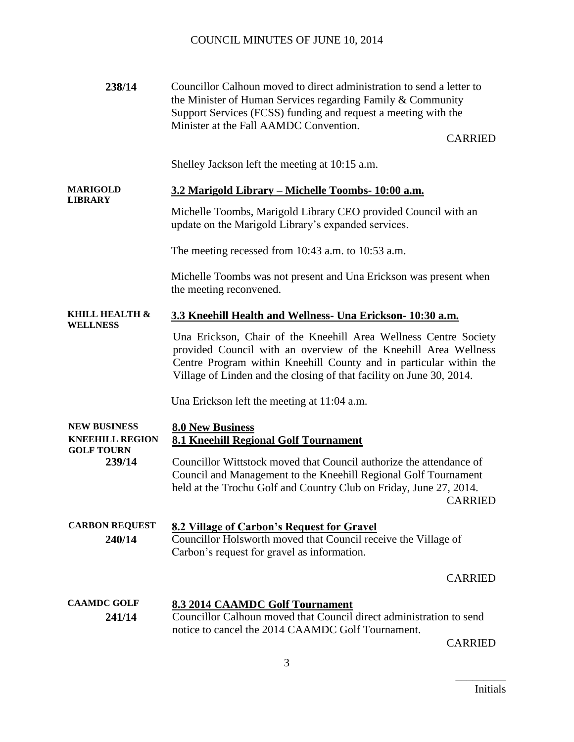**238/14** Councillor Calhoun moved to direct administration to send a letter to the Minister of Human Services regarding Family & Community Support Services (FCSS) funding and request a meeting with the Minister at the Fall AAMDC Convention.

CARRIED

Shelley Jackson left the meeting at 10:15 a.m.

**MARIGOLD LIBRARY**

## 3.2 Marigold Library – Michelle Toombs- 10:00 a.m.

Michelle Toombs, Marigold Library CEO provided Council with an update on the Marigold Library's expanded services.

The meeting recessed from 10:43 a.m. to 10:53 a.m.

Michelle Toombs was not present and Una Erickson was present when the meeting reconvened.

**KHILL HEALTH & WELLNESS**

## 3.3 Kneehill Health and Wellness- Una Erickson- 10:30 a.m.

Una Erickson, Chair of the Kneehill Area Wellness Centre Society provided Council with an overview of the Kneehill Area Wellness Centre Program within Kneehill County and in particular within the Village of Linden and the closing of that facility on June 30, 2014.

Una Erickson left the meeting at 11:04 a.m.

**NEW BUSINESS**

## 8.0 New Business

**KNEEHILL REGION GOLF TOURN**

## 8.1 Kneehill Regional Golf Tournament

**239/14** Councillor Wittstock moved that Council authorize the attendance of Council and Management to the Kneehill Regional Golf Tournament held at the Trochu Golf and Country Club on Friday, June 27, 2014.

CARRIED

**CARBON REQUEST**

## 8.2 Village of Carbon's Request for Gravel

**240/14** Councillor Holsworth moved that Council receive the Village of Carbon's request for gravel as information.

CARRIED

**CAAMDC GOLF**

## 8.3 2014 CAAMDC Golf Tournament

**241/14** Councillor Calhoun moved that Council direct administration to send notice to cancel the 2014 CAAMDC Golf Tournament.

CARRIED

\_\_\_\_\_\_\_\_\_

Initials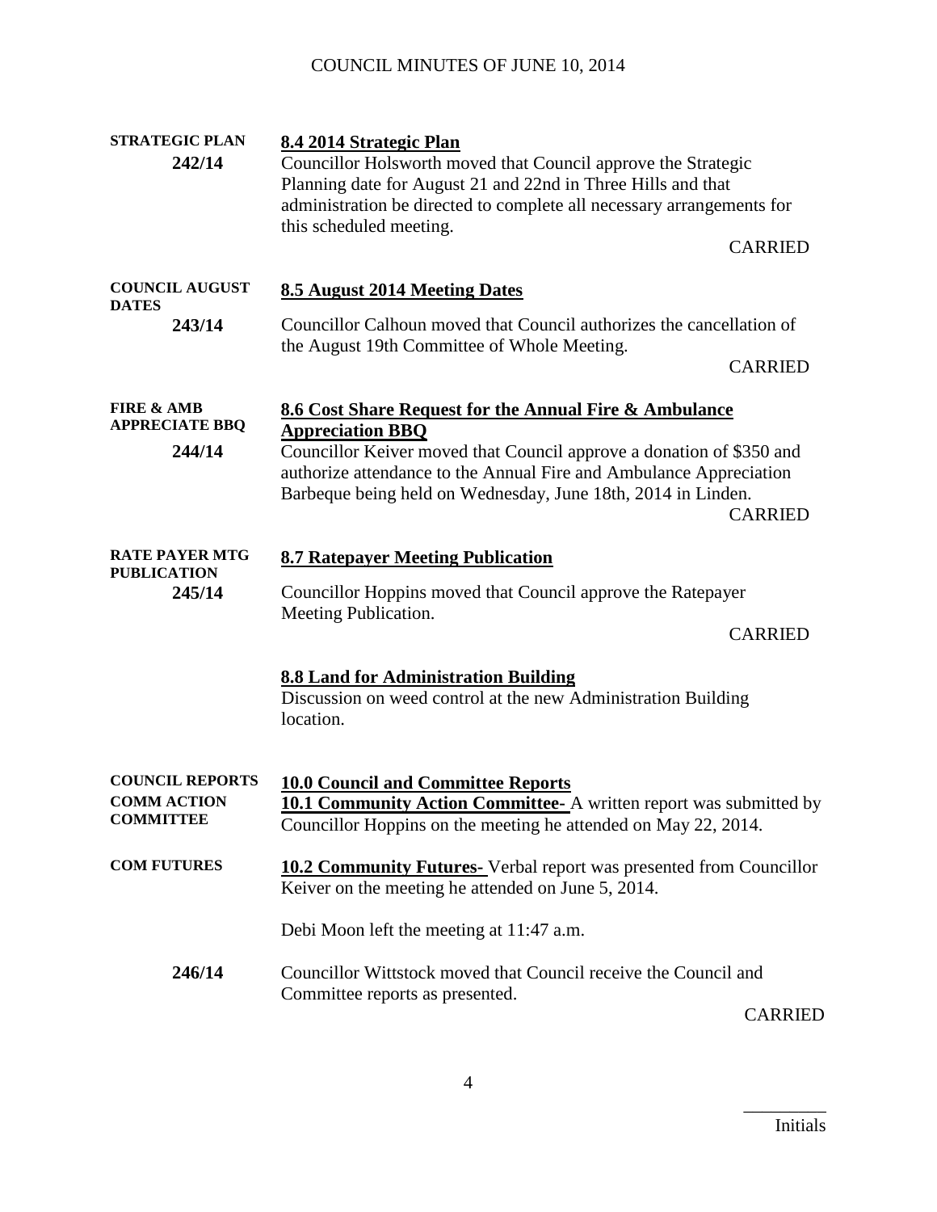**STRATEGIC PLAN**
**242/14**

**8.4 2014 Strategic Plan**

Councillor Holsworth moved that Council approve the Strategic Planning date for August 21 and 22nd in Three Hills and that administration be directed to complete all necessary arrangements for this scheduled meeting.

CARRIED

**COUNCIL AUGUST DATES**
**243/14**

**8.5 August 2014 Meeting Dates**

Councillor Calhoun moved that Council authorizes the cancellation of the August 19th Committee of Whole Meeting.

CARRIED

**FIRE & AMB APPRECIATE BBQ**
**244/14**

**8.6 Cost Share Request for the Annual Fire & Ambulance Appreciation BBQ**

Councillor Keiver moved that Council approve a donation of $350 and authorize attendance to the Annual Fire and Ambulance Appreciation Barbeque being held on Wednesday, June 18th, 2014 in Linden.

CARRIED

**RATE PAYER MTG PUBLICATION**
**245/14**

**8.7 Ratepayer Meeting Publication**

Councillor Hoppins moved that Council approve the Ratepayer Meeting Publication.

CARRIED

**8.8 Land for Administration Building**

Discussion on weed control at the new Administration Building location.

**COUNCIL REPORTS**

**10.0 Council and Committee Reports**

**COMM ACTION COMMITTEE**

**10.1 Community Action Committee-** A written report was submitted by Councillor Hoppins on the meeting he attended on May 22, 2014.

**COM FUTURES**

**10.2 Community Futures-** Verbal report was presented from Councillor Keiver on the meeting he attended on June 5, 2014.

Debi Moon left the meeting at 11:47 a.m.

**246/14**

Councillor Wittstock moved that Council receive the Council and Committee reports as presented.

CARRIED

_________
Initials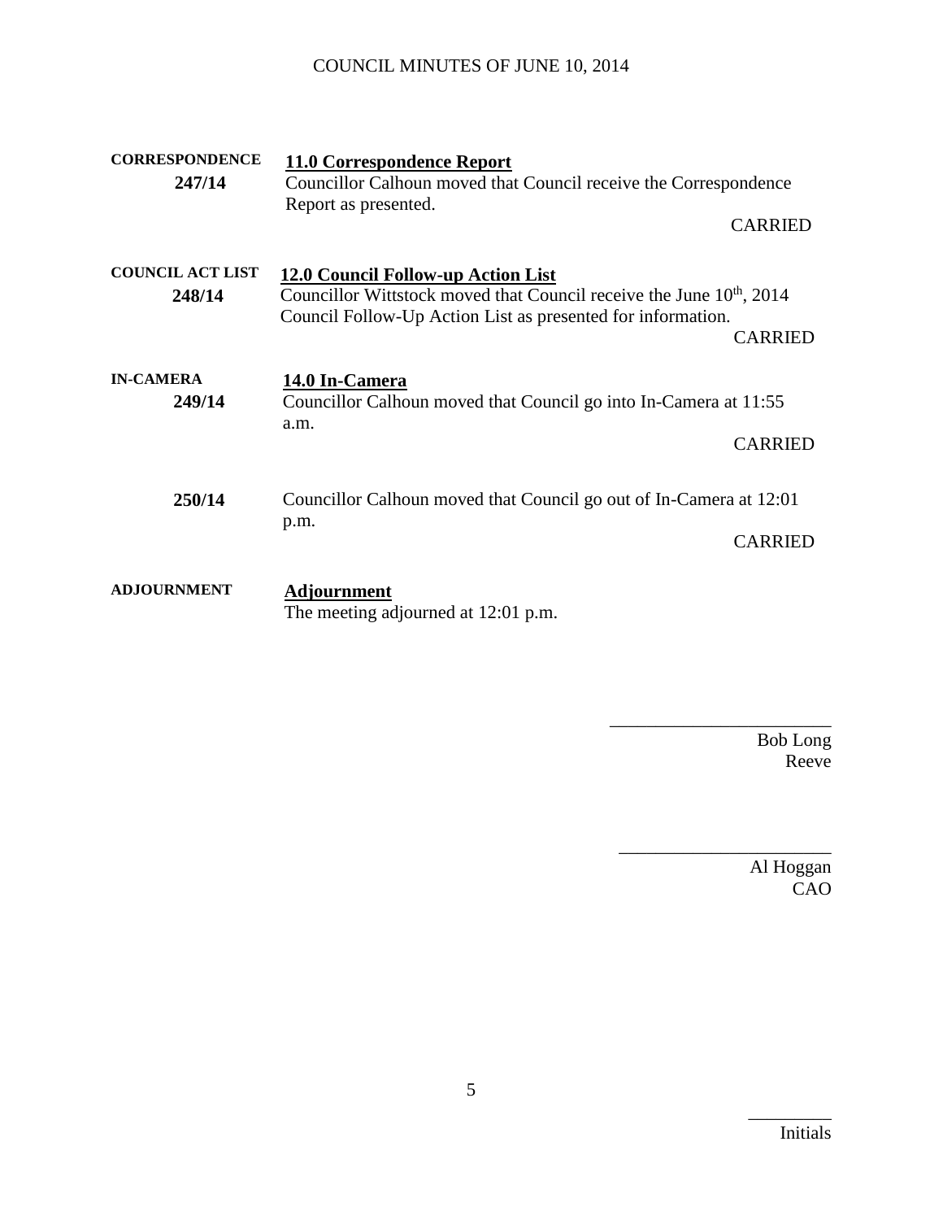**CORRESPONDENCE**
**247/14**

**11.0 Correspondence Report**

Councillor Calhoun moved that Council receive the Correspondence Report as presented.

CARRIED

**COUNCIL ACT LIST**
**248/14**

**12.0 Council Follow-up Action List**

Councillor Wittstock moved that Council receive the June 10th, 2014 Council Follow-Up Action List as presented for information.

CARRIED

**IN-CAMERA**
**249/14**

**14.0 In-Camera**

Councillor Calhoun moved that Council go into In-Camera at 11:55 a.m.

CARRIED

**250/14**

Councillor Calhoun moved that Council go out of In-Camera at 12:01 p.m.

CARRIED

**ADJOURNMENT**

**Adjournment**

The meeting adjourned at 12:01 p.m.

________________________
Bob Long
Reeve

________________________
Al Hoggan
CAO

_________
Initials